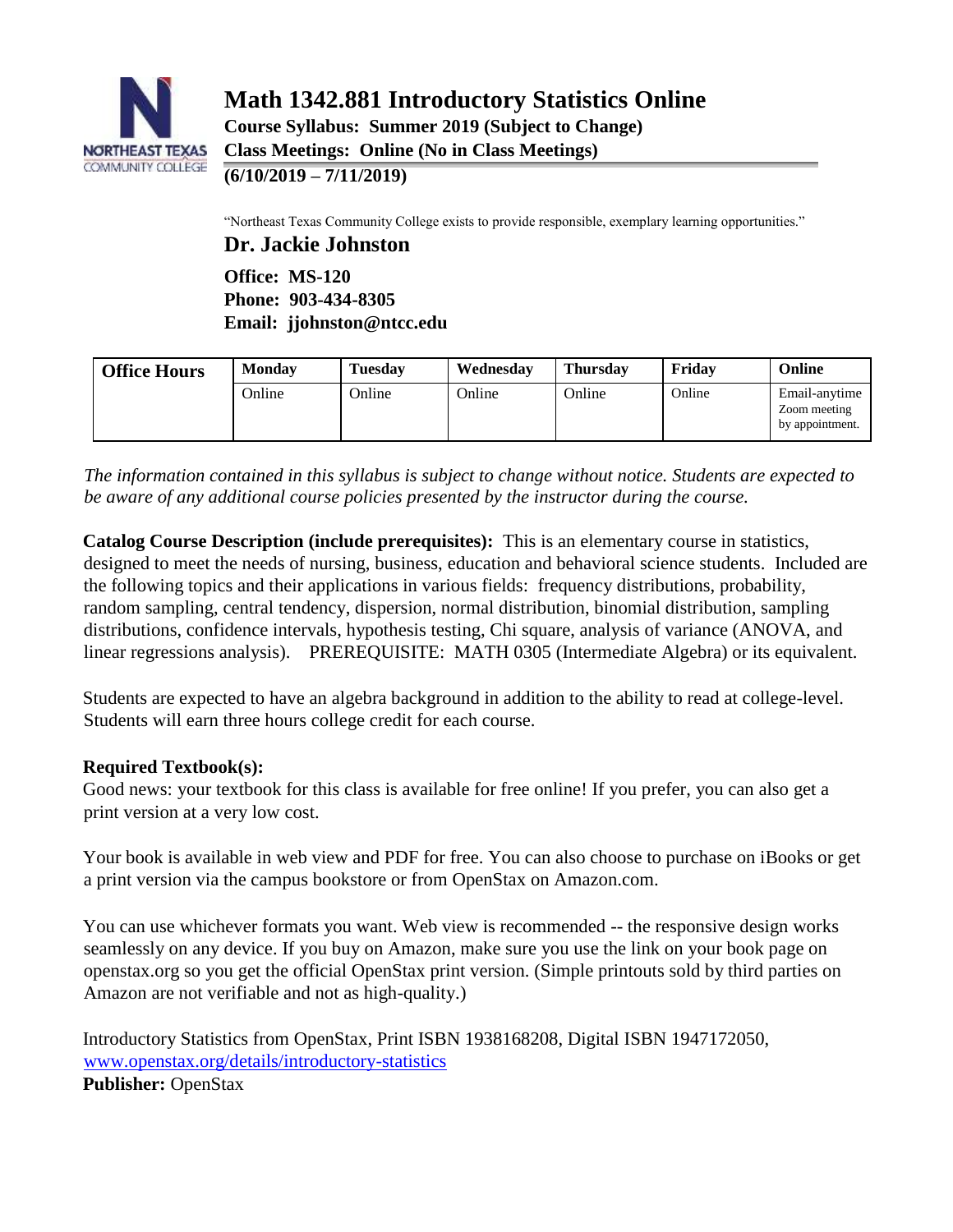# Math 1342.881 Introductory Statistics Online

**Course Syllabus: Summer 2019 (Subject to Change)**
**Class Meetings: Online (No in Class Meetings)**
**(6/10/2019 – 7/11/2019)**

"Northeast Texas Community College exists to provide responsible, exemplary learning opportunities."

## Dr. Jackie Johnston

**Office: MS-120**
**Phone: 903-434-8305**
**Email: jjohnston@ntcc.edu**

| Office Hours | Monday | Tuesday | Wednesday | Thursday | Friday | Online |
|---|---|---|---|---|---|---|
| | Online | Online | Online | Online | Online | Email-anytime Zoom meeting by appointment. |

*The information contained in this syllabus is subject to change without notice. Students are expected to be aware of any additional course policies presented by the instructor during the course.*

**Catalog Course Description (include prerequisites):** This is an elementary course in statistics, designed to meet the needs of nursing, business, education and behavioral science students. Included are the following topics and their applications in various fields: frequency distributions, probability, random sampling, central tendency, dispersion, normal distribution, binomial distribution, sampling distributions, confidence intervals, hypothesis testing, Chi square, analysis of variance (ANOVA, and linear regressions analysis). PREREQUISITE: MATH 0305 (Intermediate Algebra) or its equivalent.

Students are expected to have an algebra background in addition to the ability to read at college-level. Students will earn three hours college credit for each course.

**Required Textbook(s):**
Good news: your textbook for this class is available for free online! If you prefer, you can also get a print version at a very low cost.

Your book is available in web view and PDF for free. You can also choose to purchase on iBooks or get a print version via the campus bookstore or from OpenStax on Amazon.com.

You can use whichever formats you want. Web view is recommended -- the responsive design works seamlessly on any device. If you buy on Amazon, make sure you use the link on your book page on openstax.org so you get the official OpenStax print version. (Simple printouts sold by third parties on Amazon are not verifiable and not as high-quality.)

Introductory Statistics from OpenStax, Print ISBN 1938168208, Digital ISBN 1947172050, www.openstax.org/details/introductory-statistics
**Publisher:** OpenStax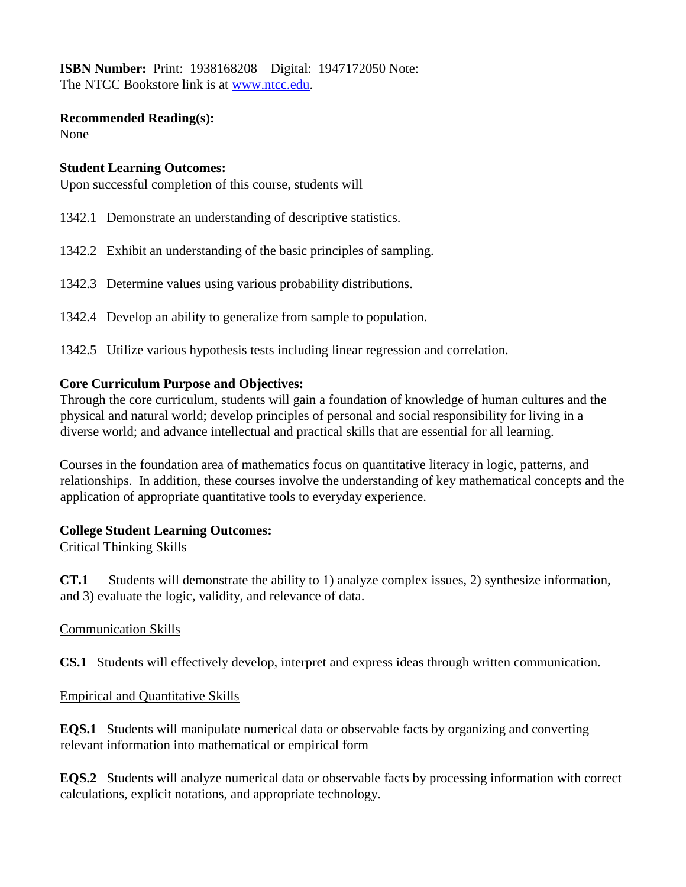**ISBN Number:** Print: 1938168208 Digital: 1947172050 Note:
The NTCC Bookstore link is at [www.ntcc.edu](www.ntcc.edu).

**Recommended Reading(s):**
None

**Student Learning Outcomes:**
Upon successful completion of this course, students will

1342.1 Demonstrate an understanding of descriptive statistics.

1342.2 Exhibit an understanding of the basic principles of sampling.

1342.3 Determine values using various probability distributions.

1342.4 Develop an ability to generalize from sample to population.

1342.5 Utilize various hypothesis tests including linear regression and correlation.

**Core Curriculum Purpose and Objectives:**
Through the core curriculum, students will gain a foundation of knowledge of human cultures and the physical and natural world; develop principles of personal and social responsibility for living in a diverse world; and advance intellectual and practical skills that are essential for all learning.

Courses in the foundation area of mathematics focus on quantitative literacy in logic, patterns, and relationships. In addition, these courses involve the understanding of key mathematical concepts and the application of appropriate quantitative tools to everyday experience.

**College Student Learning Outcomes:**
Critical Thinking Skills

**CT.1** Students will demonstrate the ability to 1) analyze complex issues, 2) synthesize information, and 3) evaluate the logic, validity, and relevance of data.

Communication Skills

**CS.1** Students will effectively develop, interpret and express ideas through written communication.

Empirical and Quantitative Skills

**EQS.1** Students will manipulate numerical data or observable facts by organizing and converting relevant information into mathematical or empirical form

**EQS.2** Students will analyze numerical data or observable facts by processing information with correct calculations, explicit notations, and appropriate technology.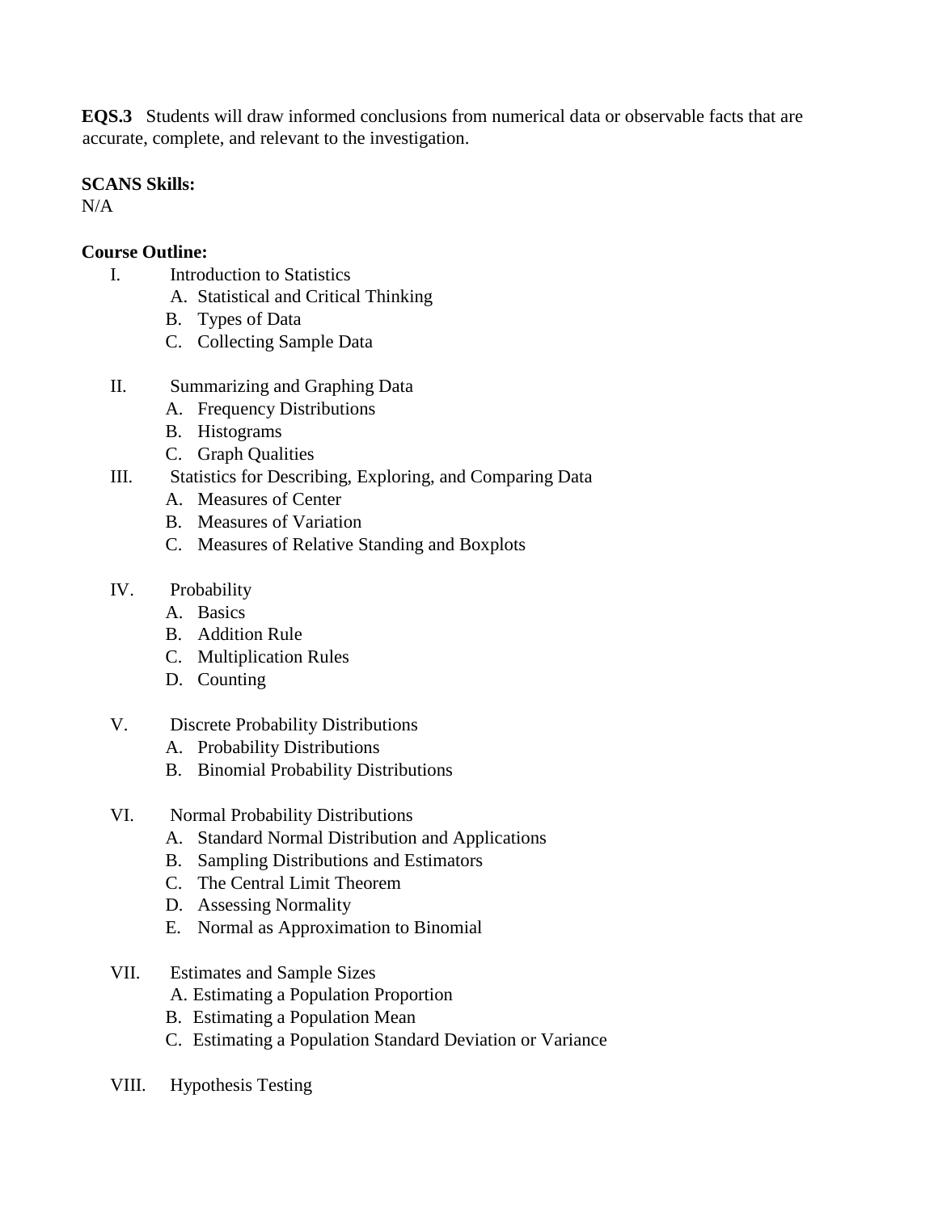**EQS.3** Students will draw informed conclusions from numerical data or observable facts that are accurate, complete, and relevant to the investigation.

**SCANS Skills:**
N/A

**Course Outline:**

I. Introduction to Statistics
   A. Statistical and Critical Thinking
   B. Types of Data
   C. Collecting Sample Data

II. Summarizing and Graphing Data
   A. Frequency Distributions
   B. Histograms
   C. Graph Qualities

III. Statistics for Describing, Exploring, and Comparing Data
   A. Measures of Center
   B. Measures of Variation
   C. Measures of Relative Standing and Boxplots

IV. Probability
   A. Basics
   B. Addition Rule
   C. Multiplication Rules
   D. Counting

V. Discrete Probability Distributions
   A. Probability Distributions
   B. Binomial Probability Distributions

VI. Normal Probability Distributions
   A. Standard Normal Distribution and Applications
   B. Sampling Distributions and Estimators
   C. The Central Limit Theorem
   D. Assessing Normality
   E. Normal as Approximation to Binomial

VII. Estimates and Sample Sizes
   A. Estimating a Population Proportion
   B. Estimating a Population Mean
   C. Estimating a Population Standard Deviation or Variance

VIII. Hypothesis Testing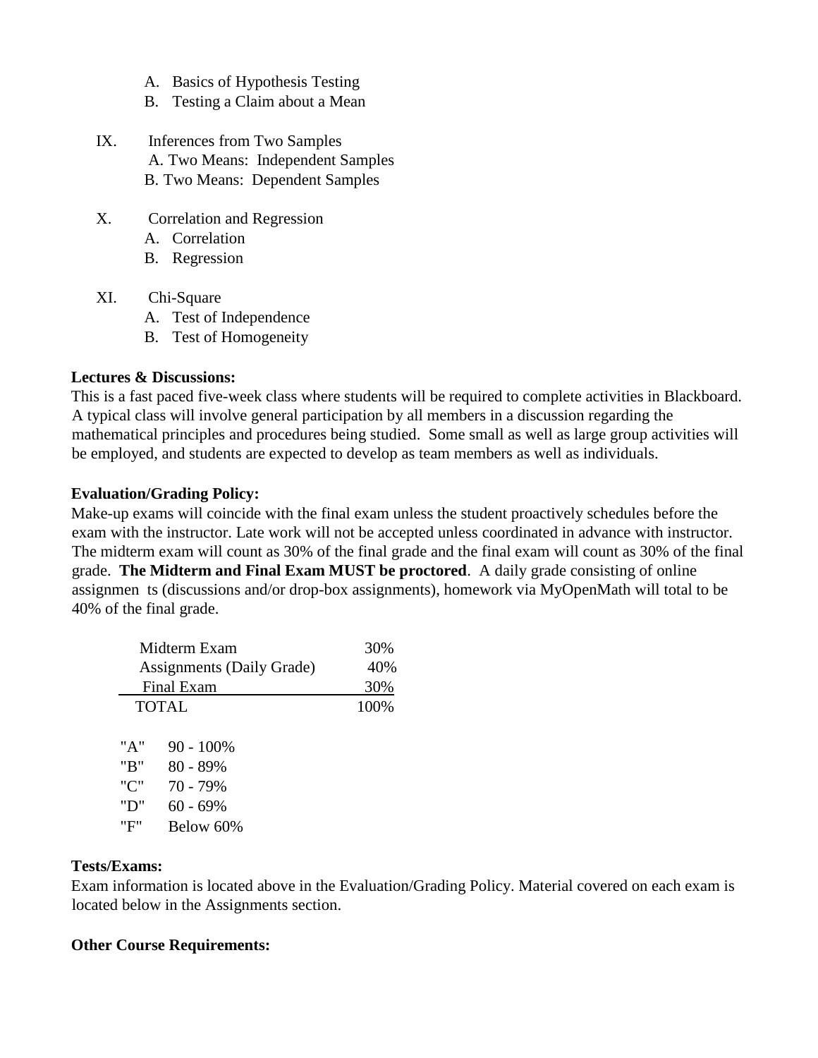- A. Basics of Hypothesis Testing
   - B. Testing a Claim about a Mean

IX. Inferences from Two Samples
   - A. Two Means: Independent Samples
   - B. Two Means: Dependent Samples

X. Correlation and Regression
   - A. Correlation
   - B. Regression

XI. Chi-Square
   - A. Test of Independence
   - B. Test of Homogeneity

**Lectures & Discussions:**

This is a fast paced five-week class where students will be required to complete activities in Blackboard. A typical class will involve general participation by all members in a discussion regarding the mathematical principles and procedures being studied. Some small as well as large group activities will be employed, and students are expected to develop as team members as well as individuals.

**Evaluation/Grading Policy:**

Make-up exams will coincide with the final exam unless the student proactively schedules before the exam with the instructor. Late work will not be accepted unless coordinated in advance with instructor. The midterm exam will count as 30% of the final grade and the final exam will count as 30% of the final grade. **The Midterm and Final Exam MUST be proctored**. A daily grade consisting of online assignmen ts (discussions and/or drop-box assignments), homework via MyOpenMath will total to be 40% of the final grade.

| Component | Weight |
|---|---|
| Midterm Exam | 30% |
| Assignments (Daily Grade) | 40% |
| Final Exam | 30% |
| TOTAL | 100% |

| Grade | Range |
|---|---|
| "A" | 90 - 100% |
| "B" | 80 - 89% |
| "C" | 70 - 79% |
| "D" | 60 - 69% |
| "F" | Below 60% |

**Tests/Exams:**

Exam information is located above in the Evaluation/Grading Policy. Material covered on each exam is located below in the Assignments section.

**Other Course Requirements:**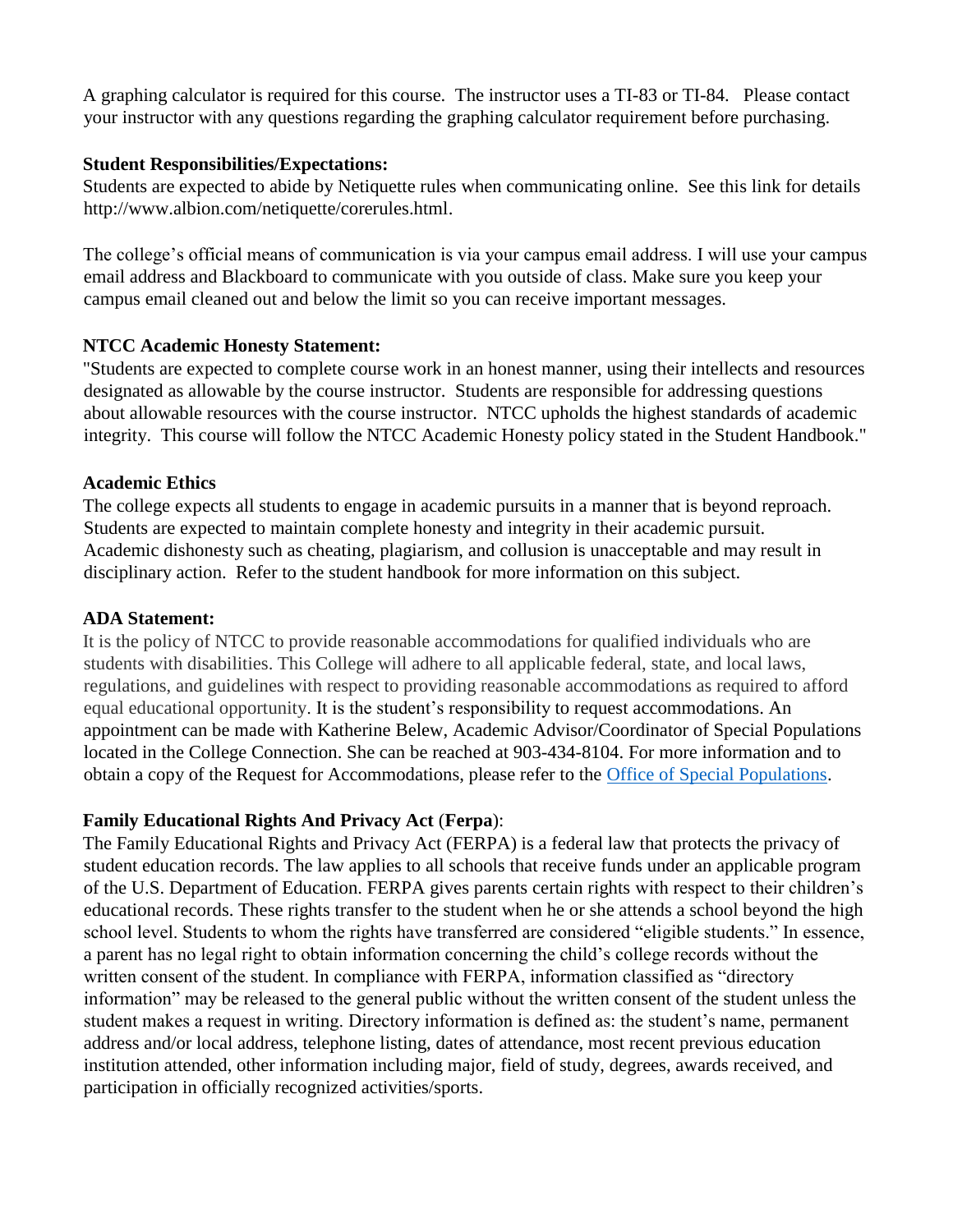A graphing calculator is required for this course. The instructor uses a TI-83 or TI-84. Please contact your instructor with any questions regarding the graphing calculator requirement before purchasing.

**Student Responsibilities/Expectations:**

Students are expected to abide by Netiquette rules when communicating online. See this link for details http://www.albion.com/netiquette/corerules.html.

The college's official means of communication is via your campus email address. I will use your campus email address and Blackboard to communicate with you outside of class. Make sure you keep your campus email cleaned out and below the limit so you can receive important messages.

**NTCC Academic Honesty Statement:**

"Students are expected to complete course work in an honest manner, using their intellects and resources designated as allowable by the course instructor. Students are responsible for addressing questions about allowable resources with the course instructor. NTCC upholds the highest standards of academic integrity. This course will follow the NTCC Academic Honesty policy stated in the Student Handbook."

**Academic Ethics**

The college expects all students to engage in academic pursuits in a manner that is beyond reproach. Students are expected to maintain complete honesty and integrity in their academic pursuit. Academic dishonesty such as cheating, plagiarism, and collusion is unacceptable and may result in disciplinary action. Refer to the student handbook for more information on this subject.

**ADA Statement:**

It is the policy of NTCC to provide reasonable accommodations for qualified individuals who are students with disabilities. This College will adhere to all applicable federal, state, and local laws, regulations, and guidelines with respect to providing reasonable accommodations as required to afford equal educational opportunity. It is the student's responsibility to request accommodations. An appointment can be made with Katherine Belew, Academic Advisor/Coordinator of Special Populations located in the College Connection. She can be reached at 903-434-8104. For more information and to obtain a copy of the Request for Accommodations, please refer to the Office of Special Populations.

**Family Educational Rights And Privacy Act** (**Ferpa**):

The Family Educational Rights and Privacy Act (FERPA) is a federal law that protects the privacy of student education records. The law applies to all schools that receive funds under an applicable program of the U.S. Department of Education. FERPA gives parents certain rights with respect to their children's educational records. These rights transfer to the student when he or she attends a school beyond the high school level. Students to whom the rights have transferred are considered "eligible students." In essence, a parent has no legal right to obtain information concerning the child's college records without the written consent of the student. In compliance with FERPA, information classified as "directory information" may be released to the general public without the written consent of the student unless the student makes a request in writing. Directory information is defined as: the student's name, permanent address and/or local address, telephone listing, dates of attendance, most recent previous education institution attended, other information including major, field of study, degrees, awards received, and participation in officially recognized activities/sports.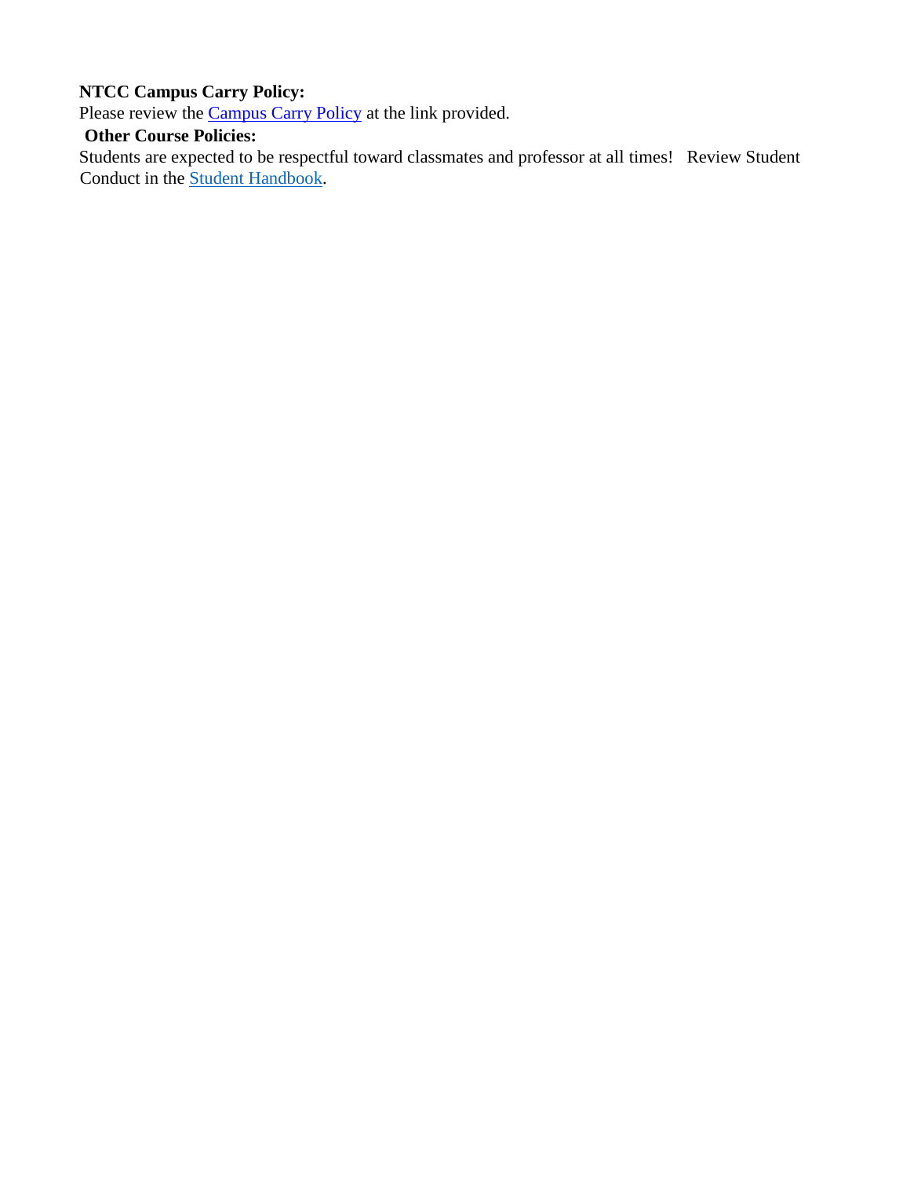**NTCC Campus Carry Policy:**

Please review the Campus Carry Policy at the link provided.

**Other Course Policies:**

Students are expected to be respectful toward classmates and professor at all times! Review Student Conduct in the Student Handbook.